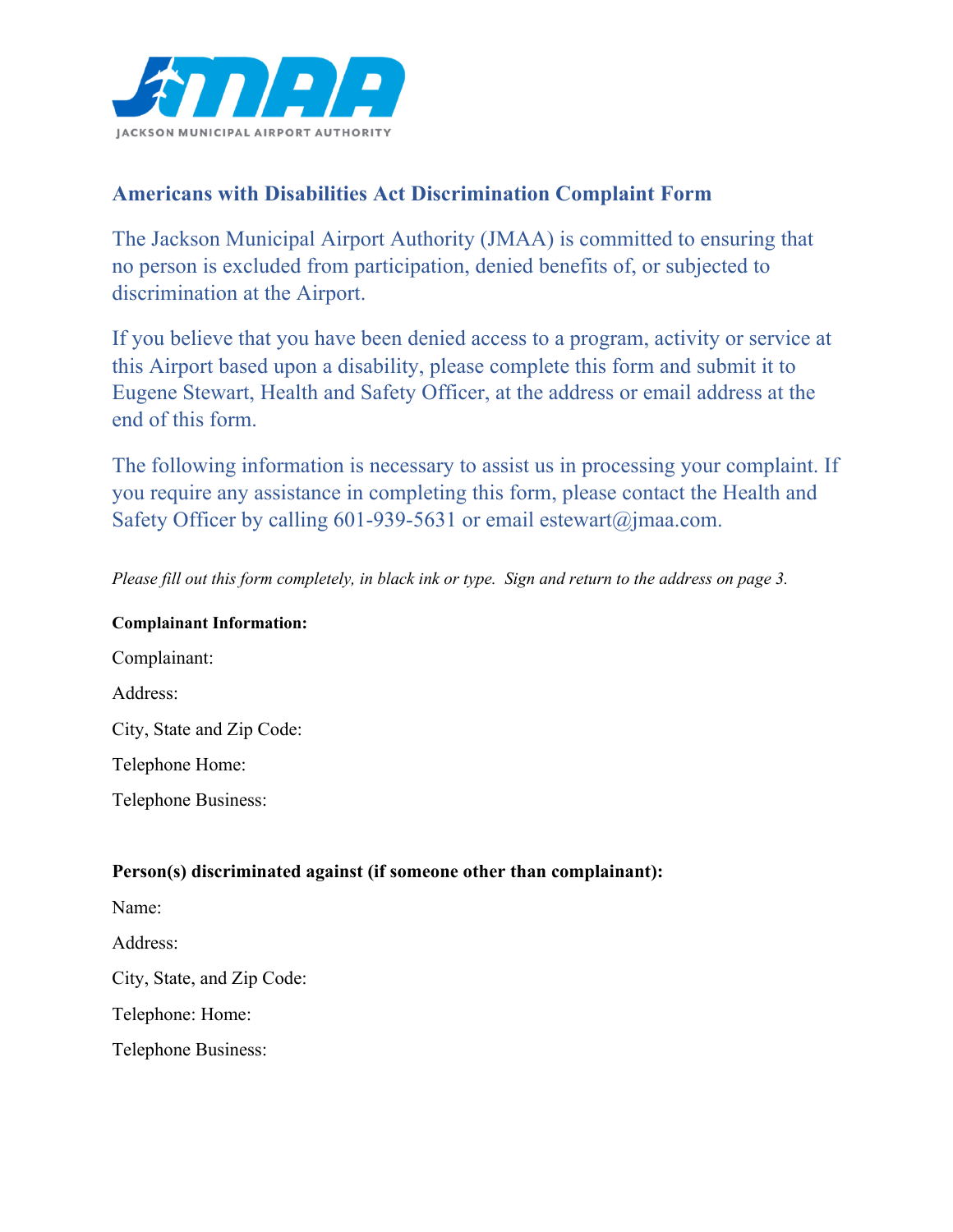JMAA

JACKSON MUNICIPAL AIRPORT AUTHORITY

## Americans with Disabilities Act Discrimination Complaint Form

The Jackson Municipal Airport Authority (JMAA) is committed to ensuring that no person is excluded from participation, denied benefits of, or subjected to discrimination at the Airport.

If you believe that you have been denied access to a program, activity or service at this Airport based upon a disability, please complete this form and submit it to Eugene Stewart, Health and Safety Officer, at the address or email address at the end of this form.

The following information is necessary to assist us in processing your complaint. If you require any assistance in completing this form, please contact the Health and Safety Officer by calling 601-939-5631 or email estewart@jmaa.com.

*Please fill out this form completely, in black ink or type. Sign and return to the address on page 3.*

**Complainant Information:**

Complainant:

Address:

City, State and Zip Code:

Telephone Home:

Telephone Business:

**Person(s) discriminated against (if someone other than complainant):**

Name:

Address:

City, State, and Zip Code:

Telephone: Home:

Telephone Business: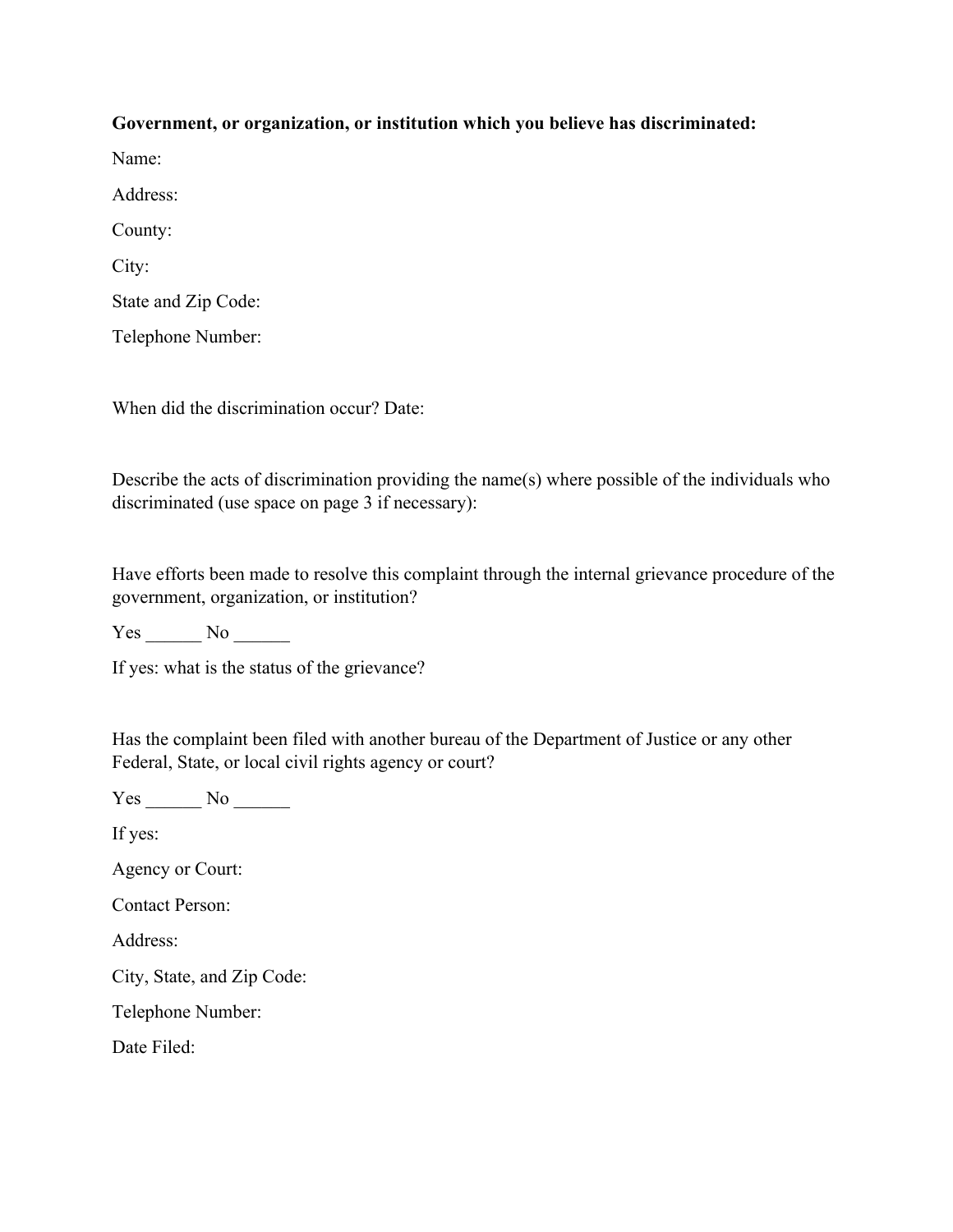**Government, or organization, or institution which you believe has discriminated:**

Name:

Address:

County:

City:

State and Zip Code:

Telephone Number:

When did the discrimination occur? Date:

Describe the acts of discrimination providing the name(s) where possible of the individuals who discriminated (use space on page 3 if necessary):

Have efforts been made to resolve this complaint through the internal grievance procedure of the government, organization, or institution?

Yes ______ No ______

If yes: what is the status of the grievance?

Has the complaint been filed with another bureau of the Department of Justice or any other Federal, State, or local civil rights agency or court?

Yes ______ No ______

If yes:

Agency or Court:

Contact Person:

Address:

City, State, and Zip Code:

Telephone Number:

Date Filed: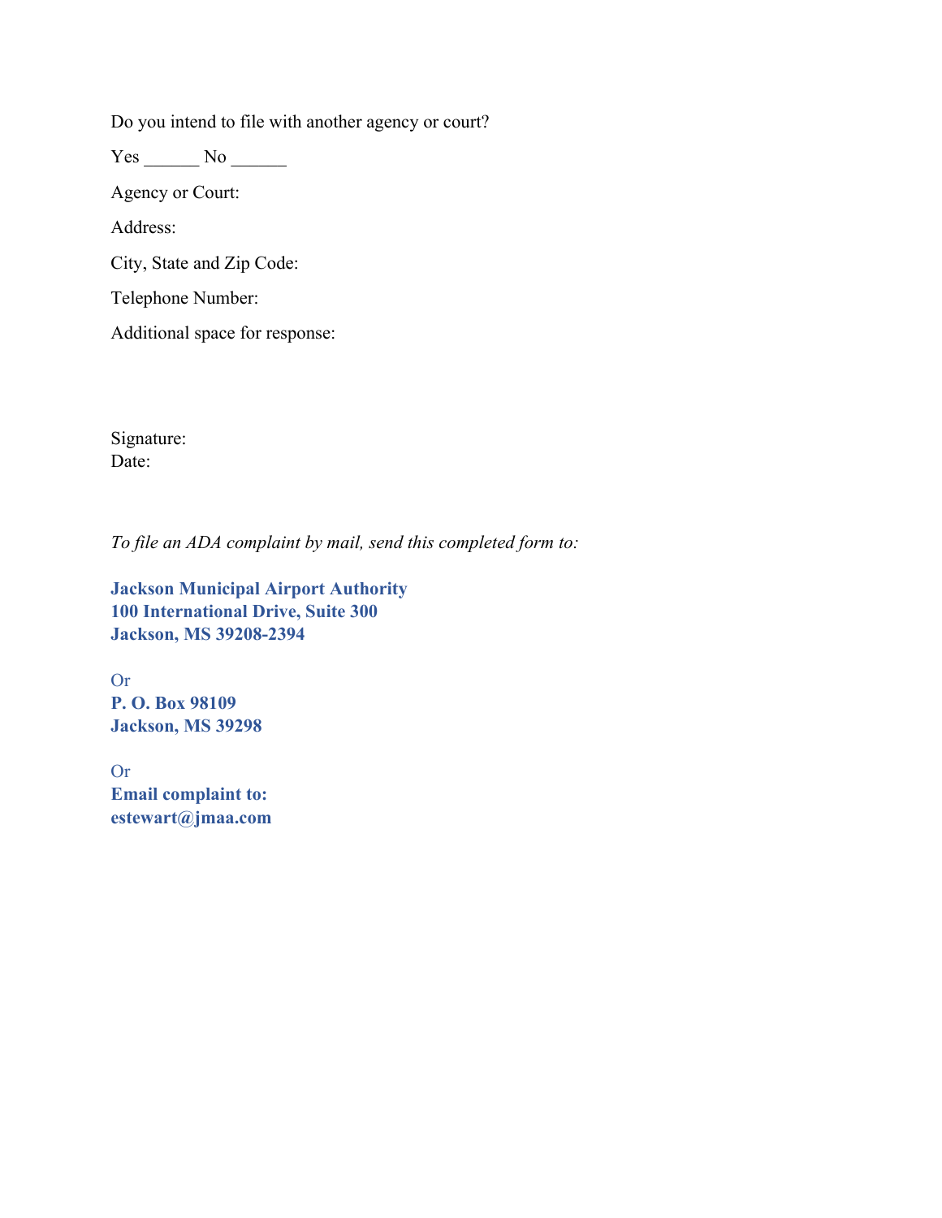Do you intend to file with another agency or court?

Yes ______ No ______

Agency or Court:

Address:

City, State and Zip Code:

Telephone Number:

Additional space for response:

Signature:
Date:

*To file an ADA complaint by mail, send this completed form to:*

**Jackson Municipal Airport Authority**
**100 International Drive, Suite 300**
**Jackson, MS 39208-2394**

Or
**P. O. Box 98109**
**Jackson, MS 39298**

Or
**Email complaint to:**
**estewart@jmaa.com**